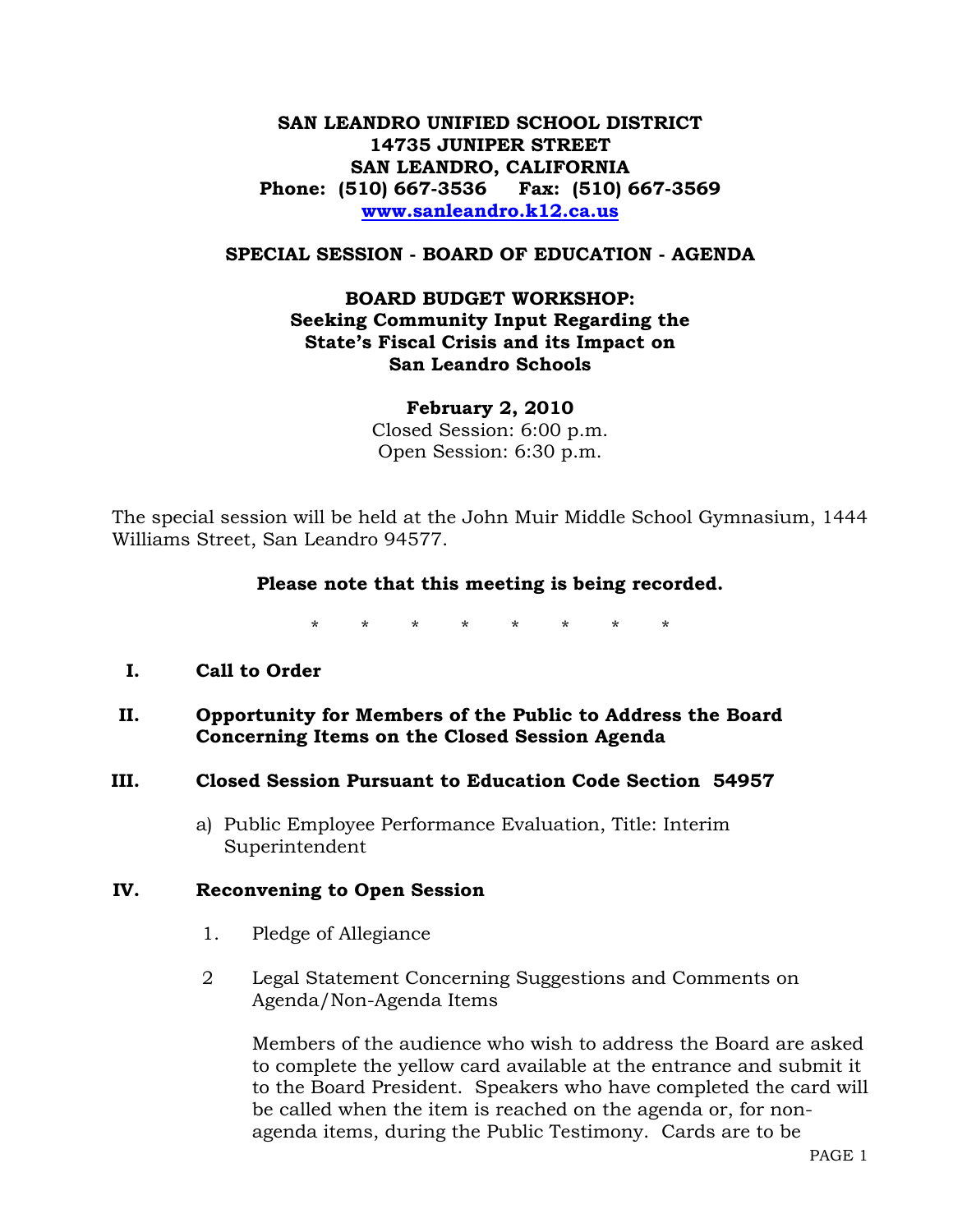**SAN LEANDRO UNIFIED SCHOOL DISTRICT**
**14735 JUNIPER STREET**
**SAN LEANDRO, CALIFORNIA**
**Phone: (510) 667-3536 Fax: (510) 667-3569**
**www.sanleandro.k12.ca.us**

## SPECIAL SESSION - BOARD OF EDUCATION - AGENDA

### BOARD BUDGET WORKSHOP: Seeking Community Input Regarding the State's Fiscal Crisis and its Impact on San Leandro Schools

**February 2, 2010**
Closed Session: 6:00 p.m.
Open Session: 6:30 p.m.

The special session will be held at the John Muir Middle School Gymnasium, 1444 Williams Street, San Leandro 94577.

**Please note that this meeting is being recorded.**

\* \* \* \* \* \* \* \*

**I. Call to Order**

**II. Opportunity for Members of the Public to Address the Board Concerning Items on the Closed Session Agenda**

**III. Closed Session Pursuant to Education Code Section 54957**

a) Public Employee Performance Evaluation, Title: Interim Superintendent

**IV. Reconvening to Open Session**

1. Pledge of Allegiance

2 Legal Statement Concerning Suggestions and Comments on Agenda/Non-Agenda Items

Members of the audience who wish to address the Board are asked to complete the yellow card available at the entrance and submit it to the Board President. Speakers who have completed the card will be called when the item is reached on the agenda or, for non-agenda items, during the Public Testimony. Cards are to be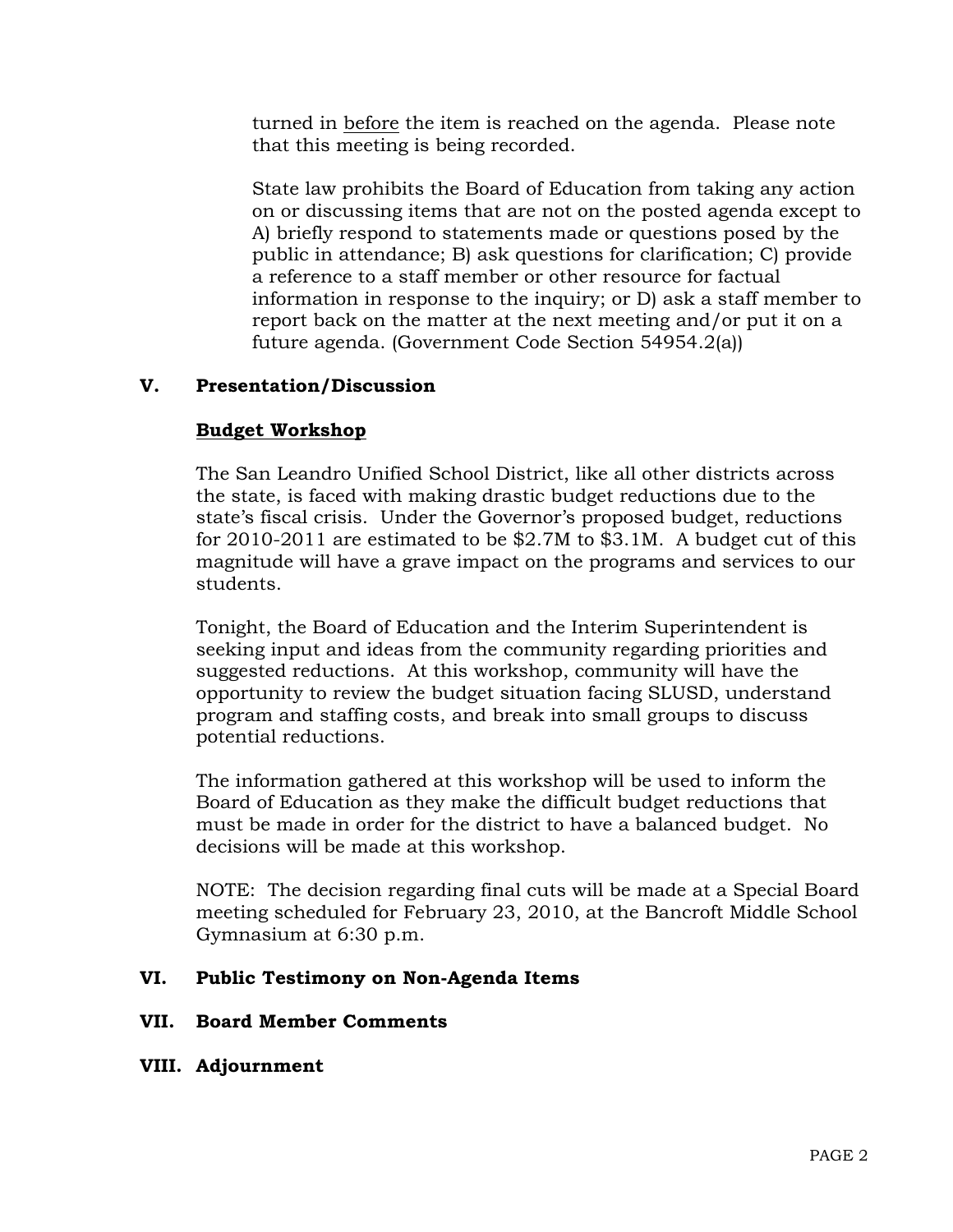turned in <u>before</u> the item is reached on the agenda. Please note that this meeting is being recorded.

State law prohibits the Board of Education from taking any action on or discussing items that are not on the posted agenda except to A) briefly respond to statements made or questions posed by the public in attendance; B) ask questions for clarification; C) provide a reference to a staff member or other resource for factual information in response to the inquiry; or D) ask a staff member to report back on the matter at the next meeting and/or put it on a future agenda. (Government Code Section 54954.2(a))

## V. Presentation/Discussion

### <u>Budget Workshop</u>

The San Leandro Unified School District, like all other districts across the state, is faced with making drastic budget reductions due to the state's fiscal crisis. Under the Governor's proposed budget, reductions for 2010-2011 are estimated to be $2.7M to $3.1M. A budget cut of this magnitude will have a grave impact on the programs and services to our students.

Tonight, the Board of Education and the Interim Superintendent is seeking input and ideas from the community regarding priorities and suggested reductions. At this workshop, community will have the opportunity to review the budget situation facing SLUSD, understand program and staffing costs, and break into small groups to discuss potential reductions.

The information gathered at this workshop will be used to inform the Board of Education as they make the difficult budget reductions that must be made in order for the district to have a balanced budget. No decisions will be made at this workshop.

NOTE: The decision regarding final cuts will be made at a Special Board meeting scheduled for February 23, 2010, at the Bancroft Middle School Gymnasium at 6:30 p.m.

## VI. Public Testimony on Non-Agenda Items

## VII. Board Member Comments

## VIII. Adjournment